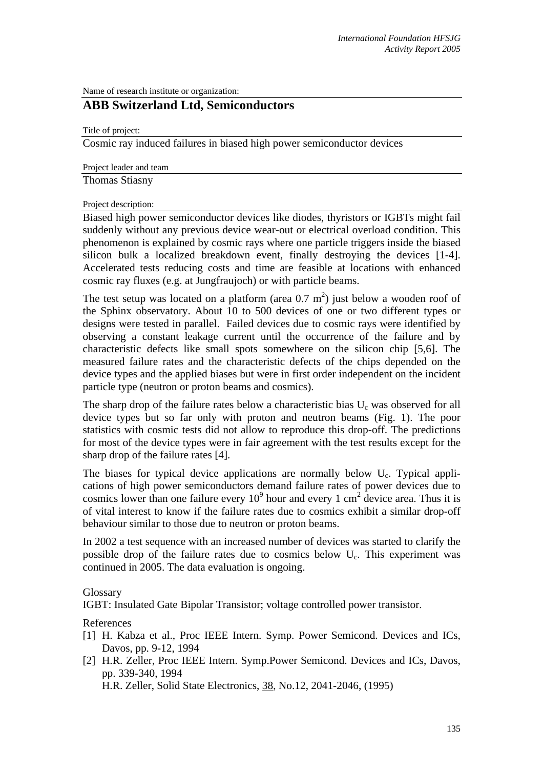*International Foundation HFSJG*
*Activity Report 2005*

Name of research institute or organization:

## ABB Switzerland Ltd, Semiconductors

Title of project:

Cosmic ray induced failures in biased high power semiconductor devices

Project leader and team

Thomas Stiasny

Project description:

Biased high power semiconductor devices like diodes, thyristors or IGBTs might fail suddenly without any previous device wear-out or electrical overload condition. This phenomenon is explained by cosmic rays where one particle triggers inside the biased silicon bulk a localized breakdown event, finally destroying the devices [1-4]. Accelerated tests reducing costs and time are feasible at locations with enhanced cosmic ray fluxes (e.g. at Jungfraujoch) or with particle beams.

The test setup was located on a platform (area 0.7 $m^2$) just below a wooden roof of the Sphinx observatory. About 10 to 500 devices of one or two different types or designs were tested in parallel. Failed devices due to cosmic rays were identified by observing a constant leakage current until the occurrence of the failure and by characteristic defects like small spots somewhere on the silicon chip [5,6]. The measured failure rates and the characteristic defects of the chips depended on the device types and the applied biases but were in first order independent on the incident particle type (neutron or proton beams and cosmics).

The sharp drop of the failure rates below a characteristic bias $U_c$ was observed for all device types but so far only with proton and neutron beams (Fig. 1). The poor statistics with cosmic tests did not allow to reproduce this drop-off. The predictions for most of the device types were in fair agreement with the test results except for the sharp drop of the failure rates [4].

The biases for typical device applications are normally below $U_c$. Typical applications of high power semiconductors demand failure rates of power devices due to cosmics lower than one failure every $10^9$ hour and every 1 $cm^2$ device area. Thus it is of vital interest to know if the failure rates due to cosmics exhibit a similar drop-off behaviour similar to those due to neutron or proton beams.

In 2002 a test sequence with an increased number of devices was started to clarify the possible drop of the failure rates due to cosmics below $U_c$. This experiment was continued in 2005. The data evaluation is ongoing.

Glossary

IGBT: Insulated Gate Bipolar Transistor; voltage controlled power transistor.

References

[1] H. Kabza et al., Proc IEEE Intern. Symp. Power Semicond. Devices and ICs, Davos, pp. 9-12, 1994

[2] H.R. Zeller, Proc IEEE Intern. Symp.Power Semicond. Devices and ICs, Davos, pp. 339-340, 1994
H.R. Zeller, Solid State Electronics, 38, No.12, 2041-2046, (1995)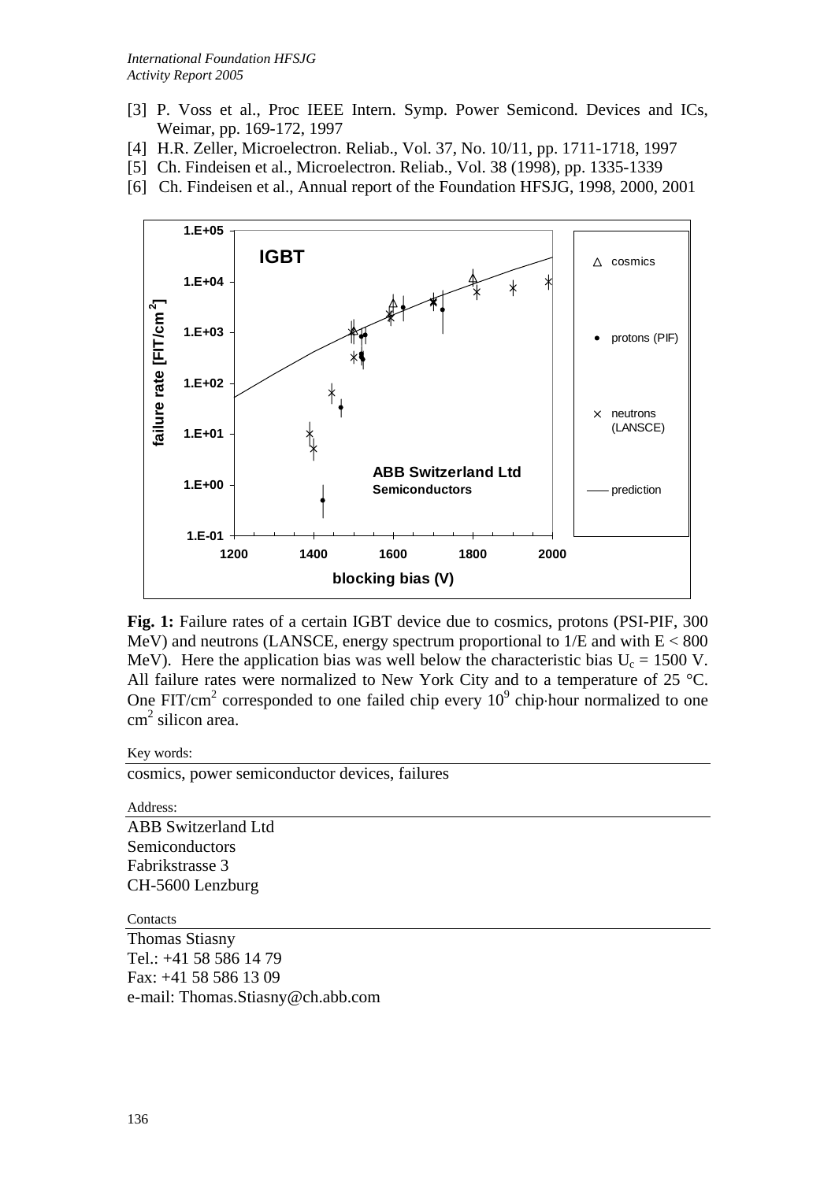[3] P. Voss et al., Proc IEEE Intern. Symp. Power Semicond. Devices and ICs, Weimar, pp. 169-172, 1997

[4] H.R. Zeller, Microelectron. Reliab., Vol. 37, No. 10/11, pp. 1711-1718, 1997

[5] Ch. Findeisen et al., Microelectron. Reliab., Vol. 38 (1998), pp. 1335-1339

[6] Ch. Findeisen et al., Annual report of the Foundation HFSJG, 1998, 2000, 2001

IGBT

failure rate [FIT/cm²]

1.E+05
1.E+04
1.E+03
1.E+02
1.E+01
1.E+00
1.E-01

1200 1400 1600 1800 2000

blocking bias (V)

ABB Switzerland Ltd
Semiconductors

cosmics
protons (PIF)
neutrons (LANSCE)
prediction

**Fig. 1:** Failure rates of a certain IGBT device due to cosmics, protons (PSI-PIF, 300 MeV) and neutrons (LANSCE, energy spectrum proportional to 1/E and with E < 800 MeV). Here the application bias was well below the characteristic bias $U_c$ = 1500 V. All failure rates were normalized to New York City and to a temperature of 25 °C. One FIT/cm$^2$ corresponded to one failed chip every $10^9$ chip·hour normalized to one cm$^2$ silicon area.

Key words:

cosmics, power semiconductor devices, failures

Address:

ABB Switzerland Ltd
Semiconductors
Fabrikstrasse 3
CH-5600 Lenzburg

Contacts

Thomas Stiasny
Tel.: +41 58 586 14 79
Fax: +41 58 586 13 09
e-mail: Thomas.Stiasny@ch.abb.com